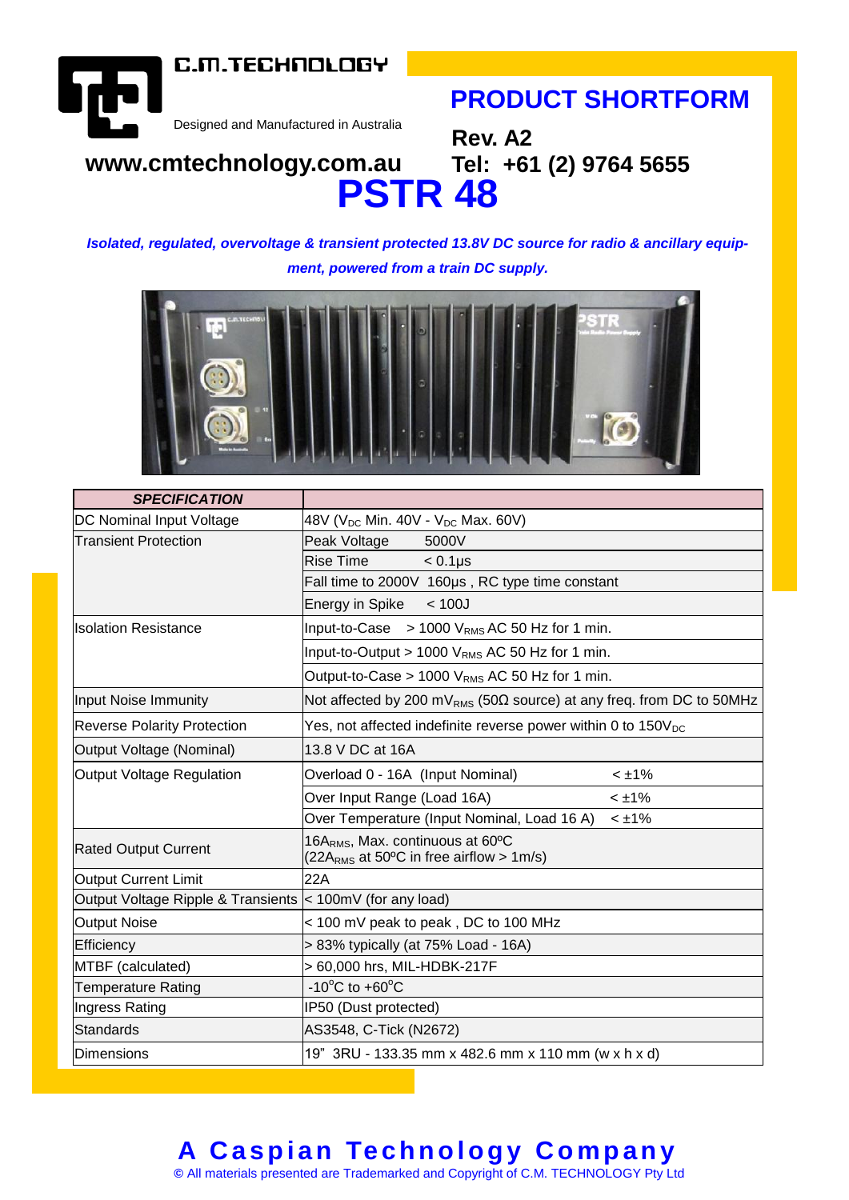C.M.TECHNOLOGY

Designed and Manufactured in Australia

www.cmtechnology.com.au

## PRODUCT SHORTFORM

**Rev. A2**

**Tel: +61 (2) 9764 5655**

# PSTR 48

***Isolated, regulated, overvoltage & transient protected 13.8V DC source for radio & ancillary equipment, powered from a train DC supply.***

| ***SPECIFICATION*** | |
|---|---|
| DC Nominal Input Voltage | 48V ($V_{DC}$ Min. 40V - $V_{DC}$ Max. 60V) |
| Transient Protection | Peak Voltage 5000V |
| | Rise Time < 0.1µs |
| | Fall time to 2000V 160µs , RC type time constant |
| | Energy in Spike < 100J |
| Isolation Resistance | Input-to-Case > 1000 $V_{RMS}$ AC 50 Hz for 1 min. |
| | Input-to-Output > 1000 $V_{RMS}$ AC 50 Hz for 1 min. |
| | Output-to-Case > 1000 $V_{RMS}$ AC 50 Hz for 1 min. |
| Input Noise Immunity | Not affected by 200 $mV_{RMS}$ (50Ω source) at any freq. from DC to 50MHz |
| Reverse Polarity Protection | Yes, not affected indefinite reverse power within 0 to $150V_{DC}$ |
| Output Voltage (Nominal) | 13.8 V DC at 16A |
| Output Voltage Regulation | Overload 0 - 16A (Input Nominal) < ±1% |
| | Over Input Range (Load 16A) < ±1% |
| | Over Temperature (Input Nominal, Load 16 A) < ±1% |
| Rated Output Current | $16A_{RMS}$, Max. continuous at 60ºC<br>($22A_{RMS}$ at 50ºC in free airflow > 1m/s) |
| Output Current Limit | 22A |
| Output Voltage Ripple & Transients | < 100mV (for any load) |
| Output Noise | < 100 mV peak to peak , DC to 100 MHz |
| Efficiency | > 83% typically (at 75% Load - 16A) |
| MTBF (calculated) | > 60,000 hrs, MIL-HDBK-217F |
| Temperature Rating | -10°C to +60°C |
| Ingress Rating | IP50 (Dust protected) |
| Standards | AS3548, C-Tick (N2672) |
| Dimensions | 19" 3RU - 133.35 mm x 482.6 mm x 110 mm (w x h x d) |

**A Caspian Technology Company**

© All materials presented are Trademarked and Copyright of C.M. TECHNOLOGY Pty Ltd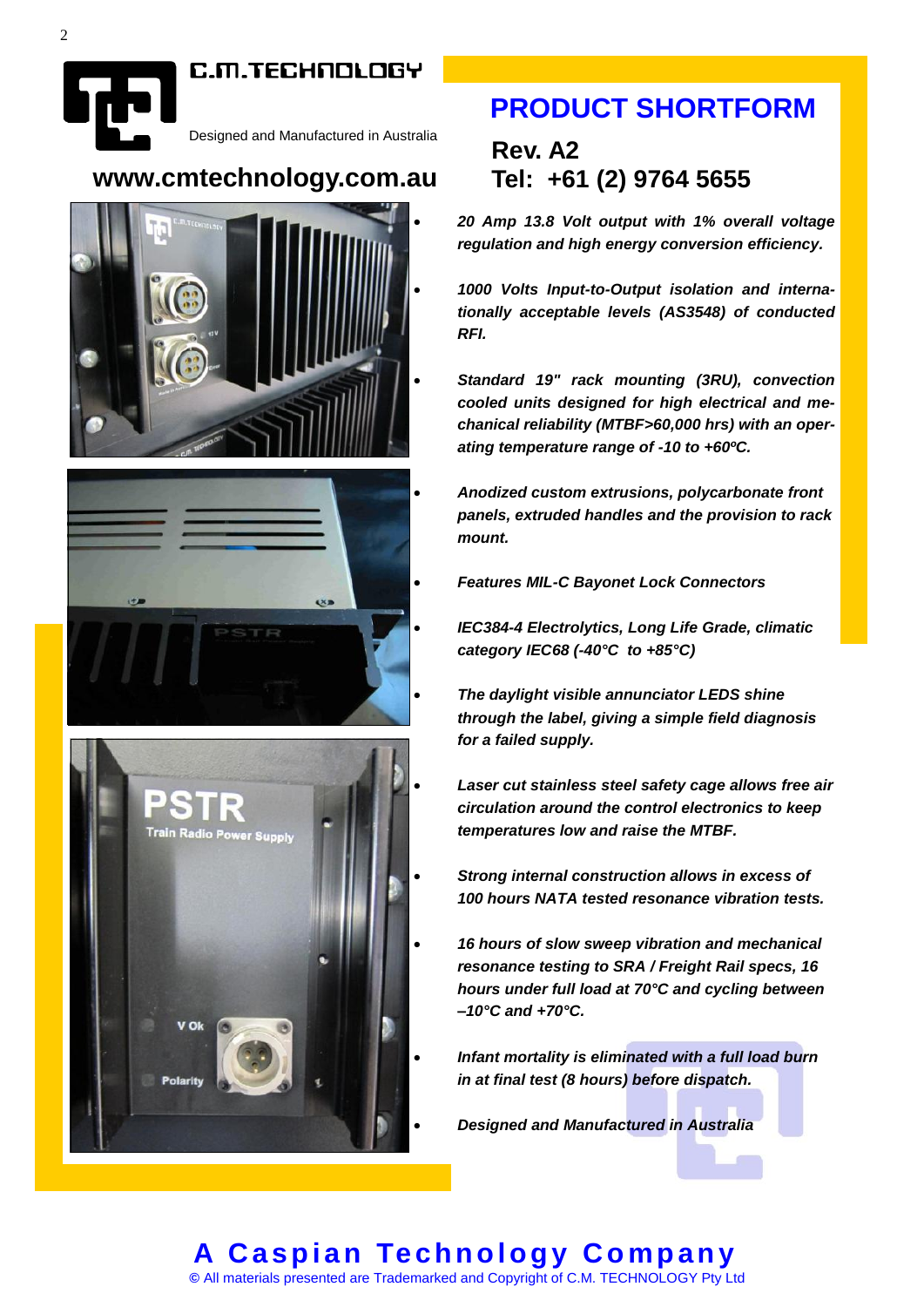C.M.TECHNOLOGY

Designed and Manufactured in Australia

**www.cmtechnology.com.au**

## PRODUCT SHORTFORM

**Rev. A2**

**Tel: +61 (2) 9764 5655**

- ***20 Amp 13.8 Volt output with 1% overall voltage regulation and high energy conversion efficiency.***
- ***1000 Volts Input-to-Output isolation and internationally acceptable levels (AS3548) of conducted RFI.***
- ***Standard 19" rack mounting (3RU), convection cooled units designed for high electrical and mechanical reliability (MTBF>60,000 hrs) with an operating temperature range of -10 to +60ºC.***
- ***Anodized custom extrusions, polycarbonate front panels, extruded handles and the provision to rack mount.***
- ***Features MIL-C Bayonet Lock Connectors***
- ***IEC384-4 Electrolytics, Long Life Grade, climatic category IEC68 (-40°C to +85°C)***
- ***The daylight visible annunciator LEDS shine through the label, giving a simple field diagnosis for a failed supply.***
- ***Laser cut stainless steel safety cage allows free air circulation around the control electronics to keep temperatures low and raise the MTBF.***
- ***Strong internal construction allows in excess of 100 hours NATA tested resonance vibration tests.***
- ***16 hours of slow sweep vibration and mechanical resonance testing to SRA / Freight Rail specs, 16 hours under full load at 70°C and cycling between –10°C and +70°C.***
- ***Infant mortality is eliminated with a full load burn in at final test (8 hours) before dispatch.***
- ***Designed and Manufactured in Australia***

**A Caspian Technology Company**

© All materials presented are Trademarked and Copyright of C.M. TECHNOLOGY Pty Ltd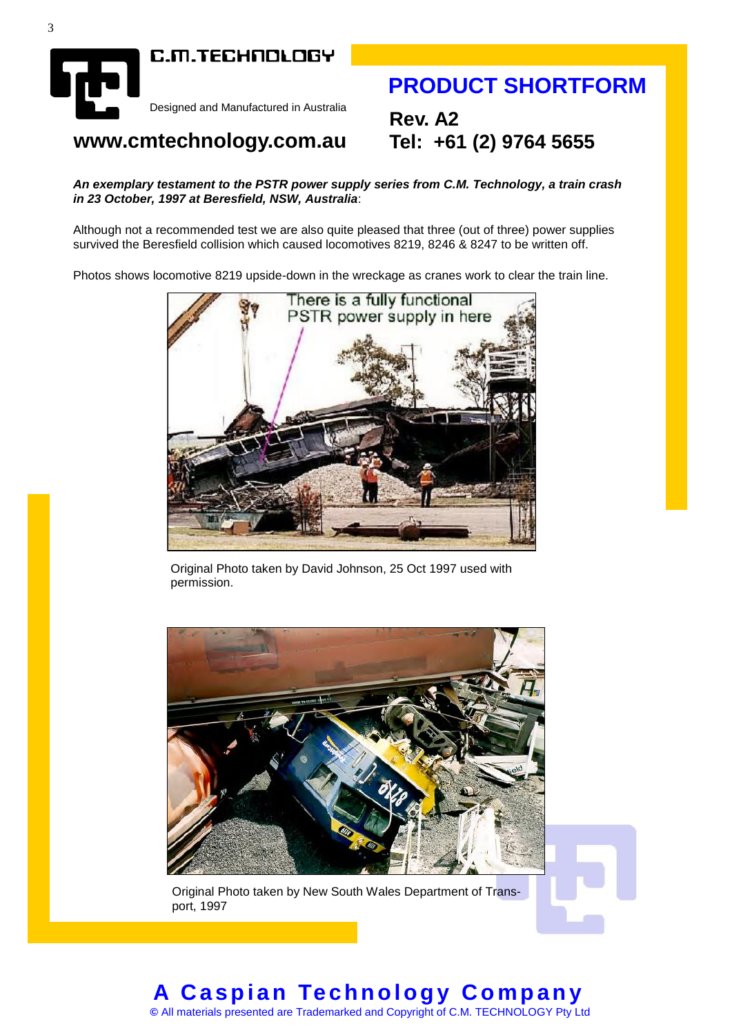**C.M.TECHNOLOGY**

Designed and Manufactured in Australia

**www.cmtechnology.com.au**

## PRODUCT SHORTFORM

**Rev. A2**

**Tel: +61 (2) 9764 5655**

***An exemplary testament to the PSTR power supply series from C.M. Technology, a train crash in 23 October, 1997 at Beresfield, NSW, Australia***:

Although not a recommended test we are also quite pleased that three (out of three) power supplies survived the Beresfield collision which caused locomotives 8219, 8246 & 8247 to be written off.

Photos shows locomotive 8219 upside-down in the wreckage as cranes work to clear the train line.

Original Photo taken by David Johnson, 25 Oct 1997 used with permission.

Original Photo taken by New South Wales Department of Transport, 1997

**A Caspian Technology Company**

© All materials presented are Trademarked and Copyright of C.M. TECHNOLOGY Pty Ltd